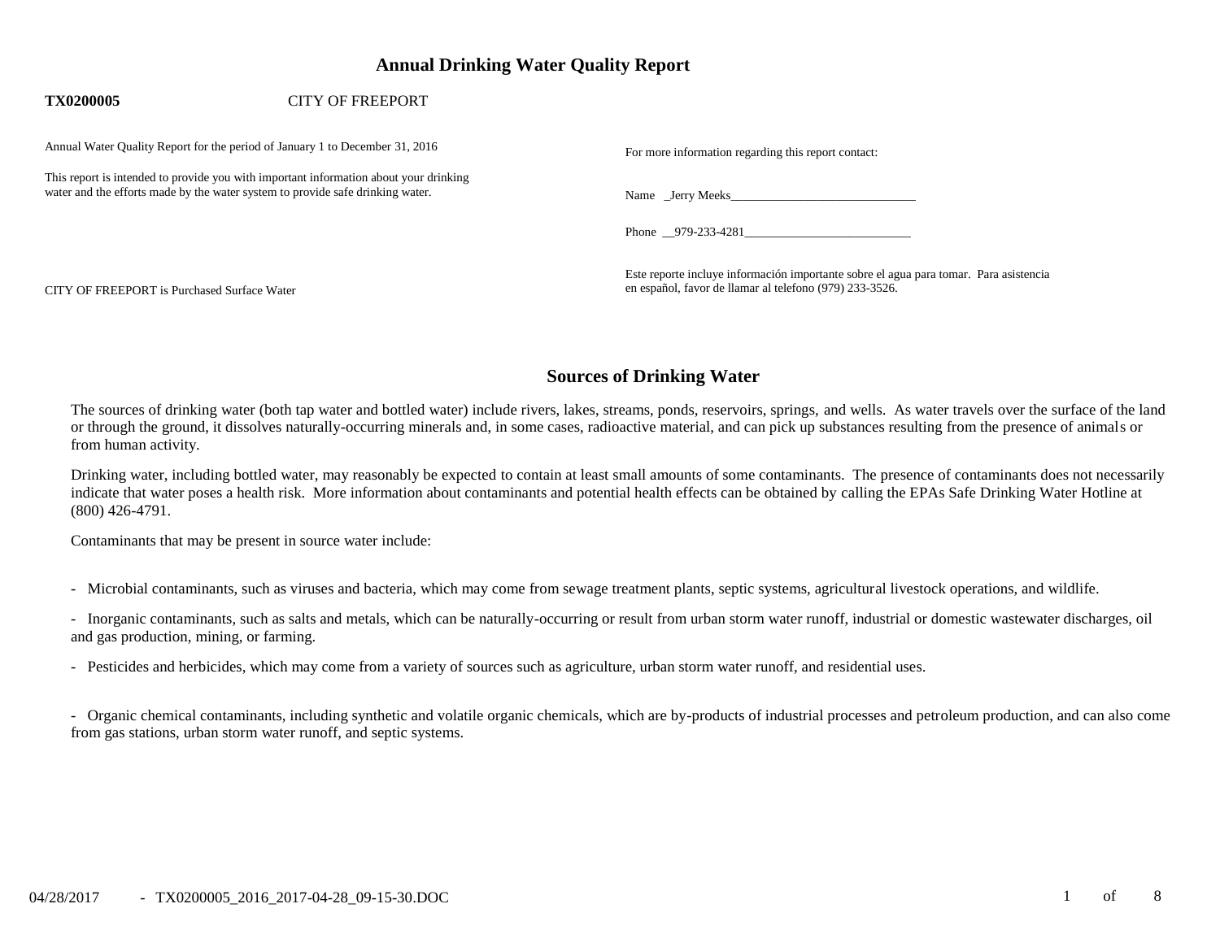# Annual Drinking Water Quality Report

**TX0200005** CITY OF FREEPORT

Annual Water Quality Report for the period of January 1 to December 31, 2016

This report is intended to provide you with important information about your drinking water and the efforts made by the water system to provide safe drinking water.

CITY OF FREEPORT is Purchased Surface Water

For more information regarding this report contact:

Name _Jerry Meeks______________________________

Phone __979-233-4281___________________________

Este reporte incluye información importante sobre el agua para tomar. Para asistencia en español, favor de llamar al telefono (979) 233-3526.

## Sources of Drinking Water

The sources of drinking water (both tap water and bottled water) include rivers, lakes, streams, ponds, reservoirs, springs, and wells. As water travels over the surface of the land or through the ground, it dissolves naturally-occurring minerals and, in some cases, radioactive material, and can pick up substances resulting from the presence of animals or from human activity.

Drinking water, including bottled water, may reasonably be expected to contain at least small amounts of some contaminants. The presence of contaminants does not necessarily indicate that water poses a health risk. More information about contaminants and potential health effects can be obtained by calling the EPAs Safe Drinking Water Hotline at (800) 426-4791.

Contaminants that may be present in source water include:

- Microbial contaminants, such as viruses and bacteria, which may come from sewage treatment plants, septic systems, agricultural livestock operations, and wildlife.

- Inorganic contaminants, such as salts and metals, which can be naturally-occurring or result from urban storm water runoff, industrial or domestic wastewater discharges, oil and gas production, mining, or farming.

- Pesticides and herbicides, which may come from a variety of sources such as agriculture, urban storm water runoff, and residential uses.

- Organic chemical contaminants, including synthetic and volatile organic chemicals, which are by-products of industrial processes and petroleum production, and can also come from gas stations, urban storm water runoff, and septic systems.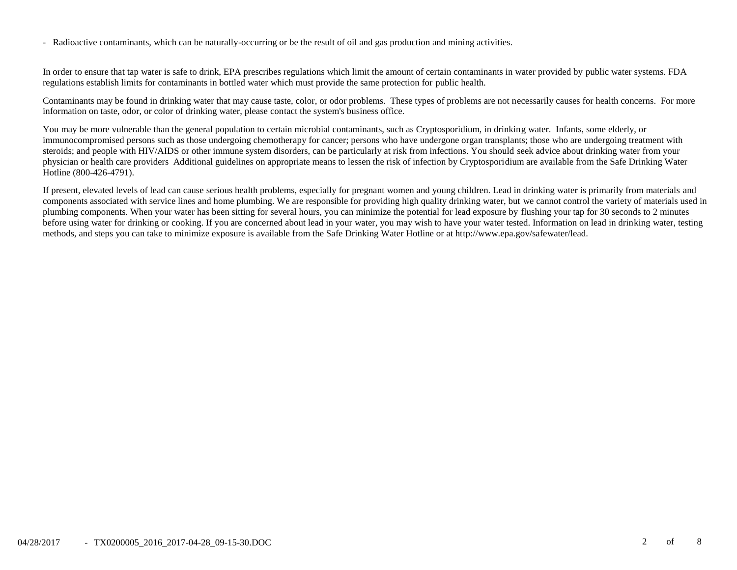- Radioactive contaminants, which can be naturally-occurring or be the result of oil and gas production and mining activities.

In order to ensure that tap water is safe to drink, EPA prescribes regulations which limit the amount of certain contaminants in water provided by public water systems. FDA regulations establish limits for contaminants in bottled water which must provide the same protection for public health.

Contaminants may be found in drinking water that may cause taste, color, or odor problems. These types of problems are not necessarily causes for health concerns. For more information on taste, odor, or color of drinking water, please contact the system's business office.

You may be more vulnerable than the general population to certain microbial contaminants, such as Cryptosporidium, in drinking water. Infants, some elderly, or immunocompromised persons such as those undergoing chemotherapy for cancer; persons who have undergone organ transplants; those who are undergoing treatment with steroids; and people with HIV/AIDS or other immune system disorders, can be particularly at risk from infections. You should seek advice about drinking water from your physician or health care providers Additional guidelines on appropriate means to lessen the risk of infection by Cryptosporidium are available from the Safe Drinking Water Hotline (800-426-4791).

If present, elevated levels of lead can cause serious health problems, especially for pregnant women and young children. Lead in drinking water is primarily from materials and components associated with service lines and home plumbing. We are responsible for providing high quality drinking water, but we cannot control the variety of materials used in plumbing components. When your water has been sitting for several hours, you can minimize the potential for lead exposure by flushing your tap for 30 seconds to 2 minutes before using water for drinking or cooking. If you are concerned about lead in your water, you may wish to have your water tested. Information on lead in drinking water, testing methods, and steps you can take to minimize exposure is available from the Safe Drinking Water Hotline or at http://www.epa.gov/safewater/lead.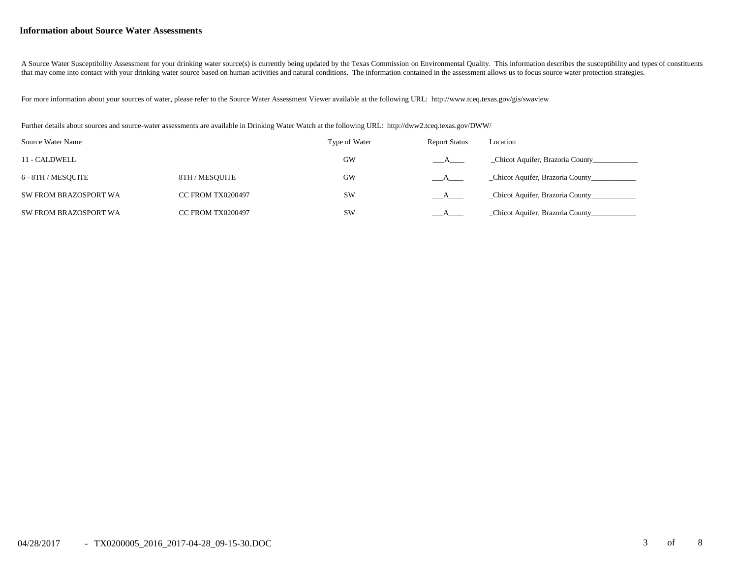### Information about Source Water Assessments

A Source Water Susceptibility Assessment for your drinking water source(s) is currently being updated by the Texas Commission on Environmental Quality. This information describes the susceptibility and types of constituents that may come into contact with your drinking water source based on human activities and natural conditions. The information contained in the assessment allows us to focus source water protection strategies.

For more information about your sources of water, please refer to the Source Water Assessment Viewer available at the following URL: http://www.tceq.texas.gov/gis/swaview

Further details about sources and source-water assessments are available in Drinking Water Watch at the following URL: http://dww2.tceq.texas.gov/DWW/

| Source Water Name | | Type of Water | Report Status | Location |
|---|---|---|---|---|
| 11 - CALDWELL | | GW | ___A____ | _Chicot Aquifer, Brazoria County____________ |
| 6 - 8TH / MESQUITE | 8TH / MESQUITE | GW | ___A____ | _Chicot Aquifer, Brazoria County____________ |
| SW FROM BRAZOSPORT WA | CC FROM TX0200497 | SW | ___A____ | _Chicot Aquifer, Brazoria County____________ |
| SW FROM BRAZOSPORT WA | CC FROM TX0200497 | SW | ___A____ | _Chicot Aquifer, Brazoria County____________ |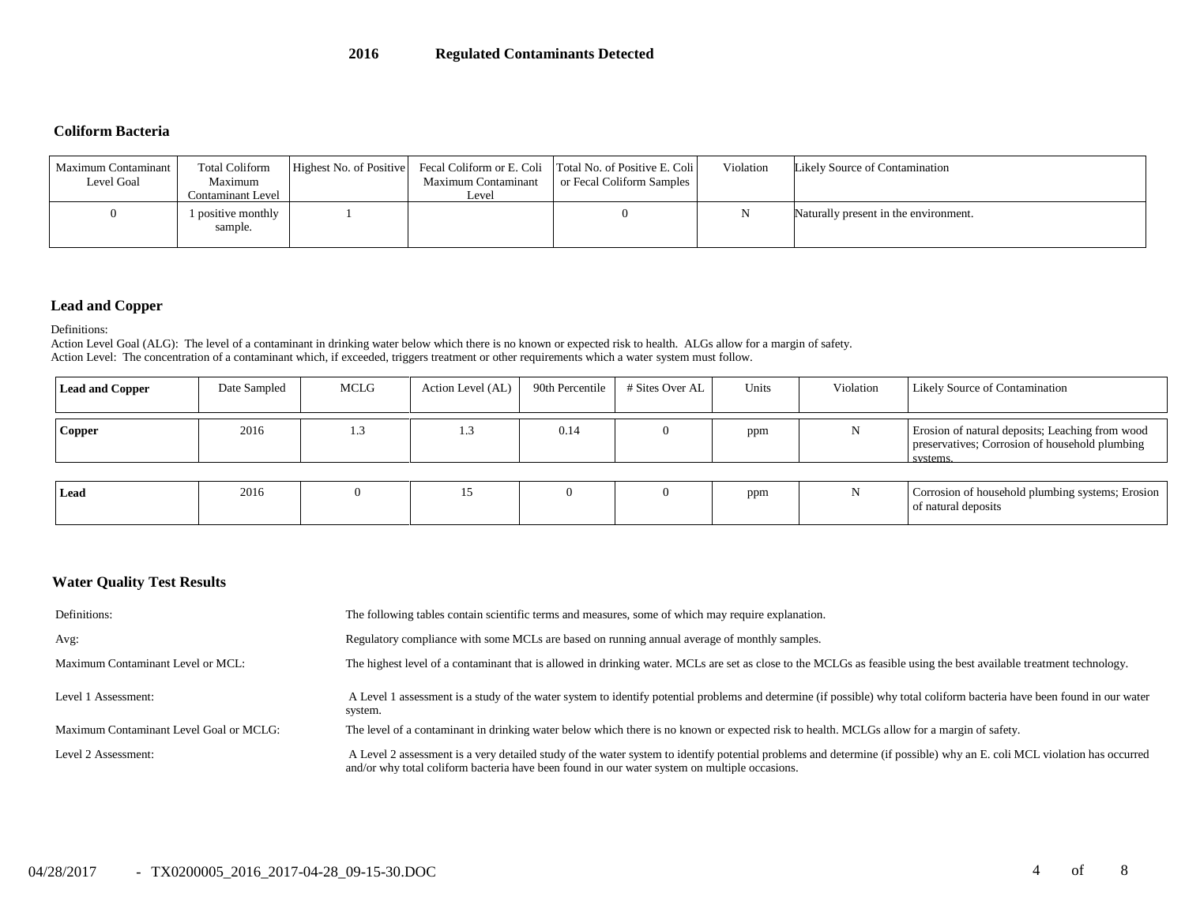# 2016 Regulated Contaminants Detected

## Coliform Bacteria

| Maximum Contaminant Level Goal | Total Coliform Maximum Contaminant Level | Highest No. of Positive | Fecal Coliform or E. Coli Maximum Contaminant Level | Total No. of Positive E. Coli or Fecal Coliform Samples | Violation | Likely Source of Contamination |
|---|---|---|---|---|---|---|
| 0 | 1 positive monthly sample. | 1 | | 0 | N | Naturally present in the environment. |

## Lead and Copper

Definitions:

Action Level Goal (ALG): The level of a contaminant in drinking water below which there is no known or expected risk to health. ALGs allow for a margin of safety.

Action Level: The concentration of a contaminant which, if exceeded, triggers treatment or other requirements which a water system must follow.

| Lead and Copper | Date Sampled | MCLG | Action Level (AL) | 90th Percentile | # Sites Over AL | Units | Violation | Likely Source of Contamination |
|---|---|---|---|---|---|---|---|---|
| **Copper** | 2016 | 1.3 | 1.3 | 0.14 | 0 | ppm | N | Erosion of natural deposits; Leaching from wood preservatives; Corrosion of household plumbing systems. |
| **Lead** | 2016 | 0 | 15 | 0 | 0 | ppm | N | Corrosion of household plumbing systems; Erosion of natural deposits |

## Water Quality Test Results

| | |
|---|---|
| Definitions: | The following tables contain scientific terms and measures, some of which may require explanation. |
| Avg: | Regulatory compliance with some MCLs are based on running annual average of monthly samples. |
| Maximum Contaminant Level or MCL: | The highest level of a contaminant that is allowed in drinking water. MCLs are set as close to the MCLGs as feasible using the best available treatment technology. |
| Level 1 Assessment: | A Level 1 assessment is a study of the water system to identify potential problems and determine (if possible) why total coliform bacteria have been found in our water system. |
| Maximum Contaminant Level Goal or MCLG: | The level of a contaminant in drinking water below which there is no known or expected risk to health. MCLGs allow for a margin of safety. |
| Level 2 Assessment: | A Level 2 assessment is a very detailed study of the water system to identify potential problems and determine (if possible) why an E. coli MCL violation has occurred and/or why total coliform bacteria have been found in our water system on multiple occasions. |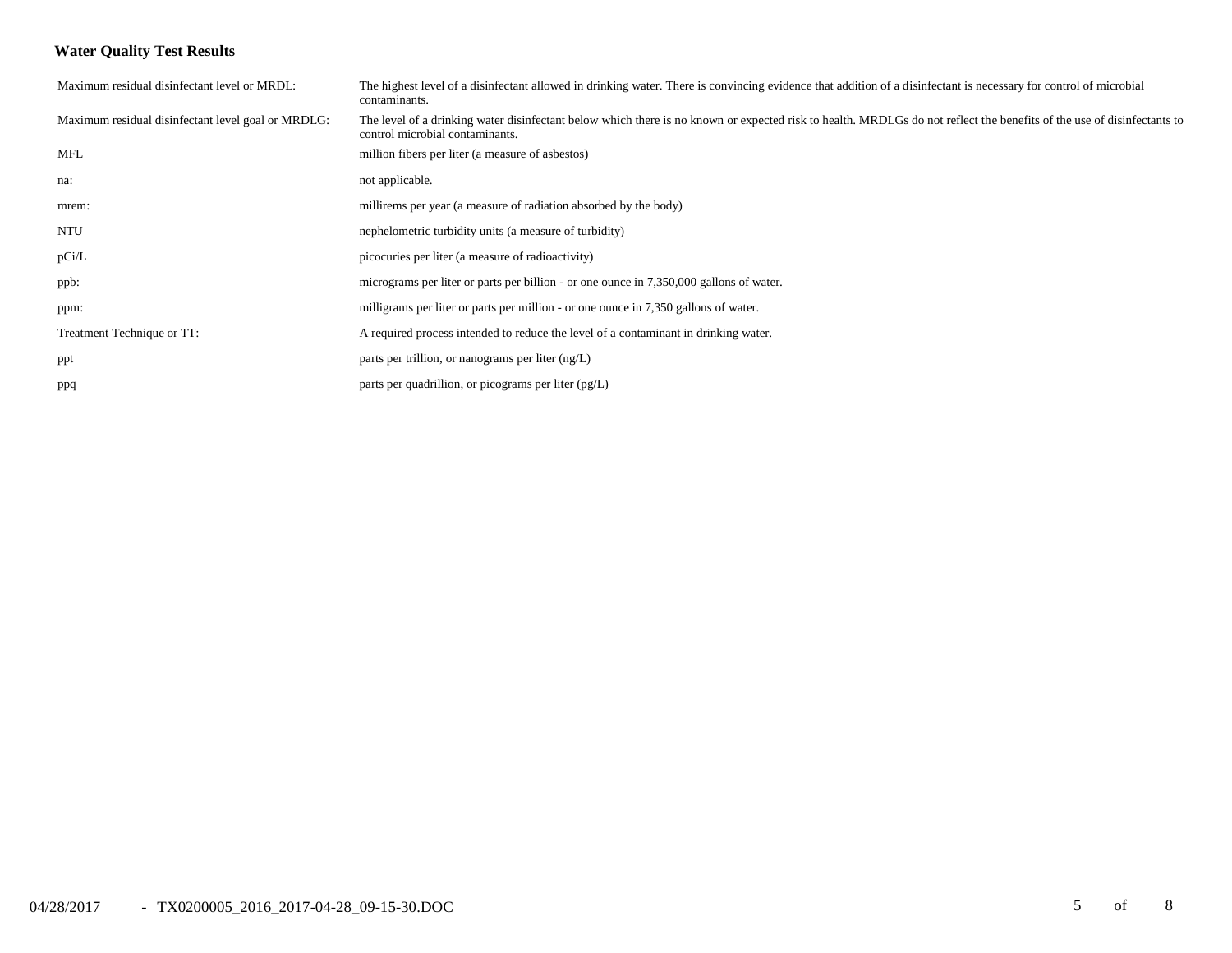**Water Quality Test Results**

| | |
|---|---|
| Maximum residual disinfectant level or MRDL: | The highest level of a disinfectant allowed in drinking water. There is convincing evidence that addition of a disinfectant is necessary for control of microbial contaminants. |
| Maximum residual disinfectant level goal or MRDLG: | The level of a drinking water disinfectant below which there is no known or expected risk to health. MRDLGs do not reflect the benefits of the use of disinfectants to control microbial contaminants. |
| MFL | million fibers per liter (a measure of asbestos) |
| na: | not applicable. |
| mrem: | millirems per year (a measure of radiation absorbed by the body) |
| NTU | nephelometric turbidity units (a measure of turbidity) |
| pCi/L | picocuries per liter (a measure of radioactivity) |
| ppb: | micrograms per liter or parts per billion - or one ounce in 7,350,000 gallons of water. |
| ppm: | milligrams per liter or parts per million - or one ounce in 7,350 gallons of water. |
| Treatment Technique or TT: | A required process intended to reduce the level of a contaminant in drinking water. |
| ppt | parts per trillion, or nanograms per liter (ng/L) |
| ppq | parts per quadrillion, or picograms per liter (pg/L) |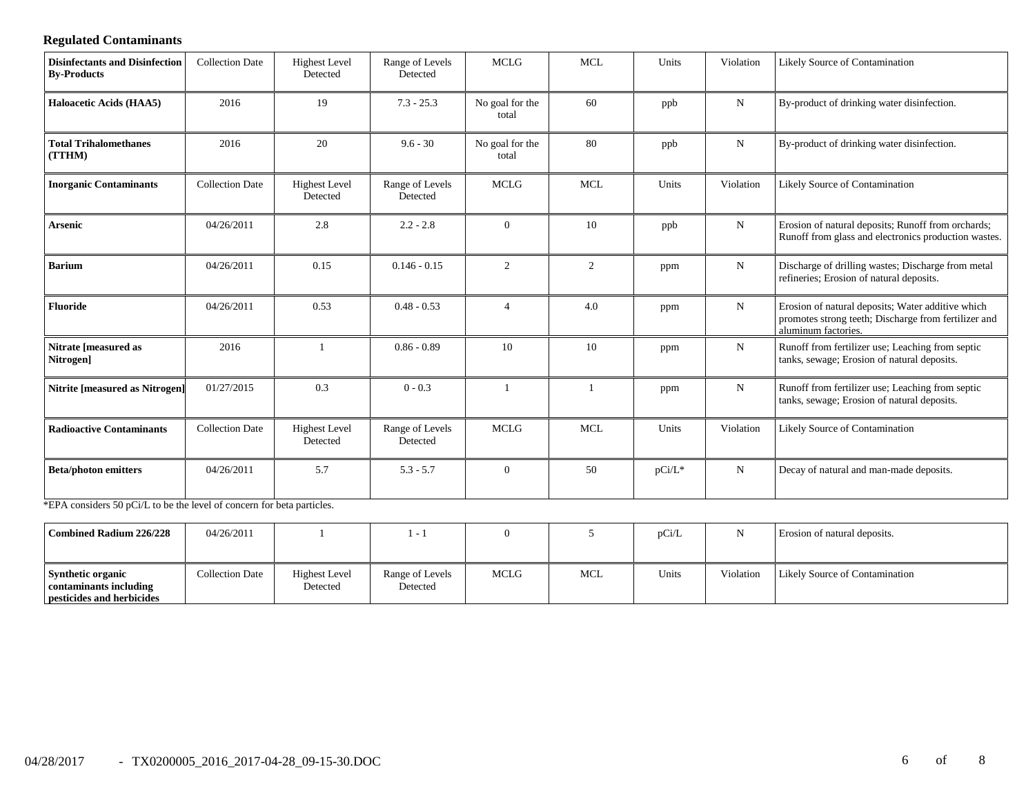## Regulated Contaminants

| Disinfectants and Disinfection By-Products | Collection Date | Highest Level Detected | Range of Levels Detected | MCLG | MCL | Units | Violation | Likely Source of Contamination |
|---|---|---|---|---|---|---|---|---|
| **Haloacetic Acids (HAA5)** | 2016 | 19 | 7.3 - 25.3 | No goal for the total | 60 | ppb | N | By-product of drinking water disinfection. |
| **Total Trihalomethanes (TTHM)** | 2016 | 20 | 9.6 - 30 | No goal for the total | 80 | ppb | N | By-product of drinking water disinfection. |
| **Inorganic Contaminants** | Collection Date | Highest Level Detected | Range of Levels Detected | MCLG | MCL | Units | Violation | Likely Source of Contamination |
| **Arsenic** | 04/26/2011 | 2.8 | 2.2 - 2.8 | 0 | 10 | ppb | N | Erosion of natural deposits; Runoff from orchards; Runoff from glass and electronics production wastes. |
| **Barium** | 04/26/2011 | 0.15 | 0.146 - 0.15 | 2 | 2 | ppm | N | Discharge of drilling wastes; Discharge from metal refineries; Erosion of natural deposits. |
| **Fluoride** | 04/26/2011 | 0.53 | 0.48 - 0.53 | 4 | 4.0 | ppm | N | Erosion of natural deposits; Water additive which promotes strong teeth; Discharge from fertilizer and aluminum factories. |
| **Nitrate [measured as Nitrogen]** | 2016 | 1 | 0.86 - 0.89 | 10 | 10 | ppm | N | Runoff from fertilizer use; Leaching from septic tanks, sewage; Erosion of natural deposits. |
| **Nitrite [measured as Nitrogen]** | 01/27/2015 | 0.3 | 0 - 0.3 | 1 | 1 | ppm | N | Runoff from fertilizer use; Leaching from septic tanks, sewage; Erosion of natural deposits. |
| **Radioactive Contaminants** | Collection Date | Highest Level Detected | Range of Levels Detected | MCLG | MCL | Units | Violation | Likely Source of Contamination |
| **Beta/photon emitters** | 04/26/2011 | 5.7 | 5.3 - 5.7 | 0 | 50 | pCi/L* | N | Decay of natural and man-made deposits. |

*EPA considers 50 pCi/L to be the level of concern for beta particles.

| Combined Radium 226/228 | 04/26/2011 | 1 | 1 - 1 | 0 | 5 | pCi/L | N | Erosion of natural deposits. |
|---|---|---|---|---|---|---|---|---|
| **Synthetic organic contaminants including pesticides and herbicides** | Collection Date | Highest Level Detected | Range of Levels Detected | MCLG | MCL | Units | Violation | Likely Source of Contamination |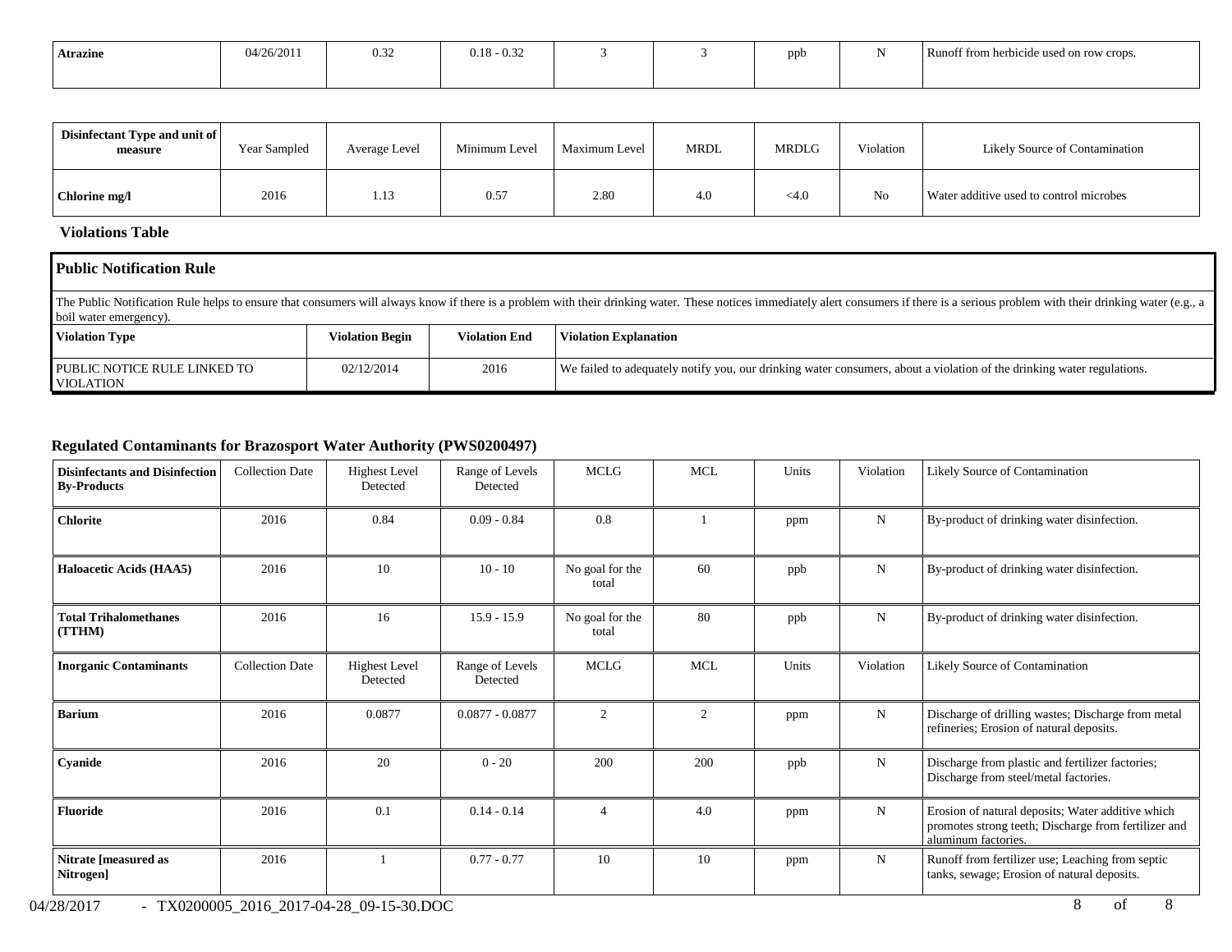| Atrazine | 04/26/2011 | 0.32 | 0.18 - 0.32 | 3 | 3 | ppb | N | Runoff from herbicide used on row crops. |
|---|---|---|---|---|---|---|---|---|

| Disinfectant Type and unit of measure | Year Sampled | Average Level | Minimum Level | Maximum Level | MRDL | MRDLG | Violation | Likely Source of Contamination |
|---|---|---|---|---|---|---|---|---|
| Chlorine mg/l | 2016 | 1.13 | 0.57 | 2.80 | 4.0 | <4.0 | No | Water additive used to control microbes |

### Violations Table

**Public Notification Rule**

The Public Notification Rule helps to ensure that consumers will always know if there is a problem with their drinking water. These notices immediately alert consumers if there is a serious problem with their drinking water (e.g., a boil water emergency).

| Violation Type | Violation Begin | Violation End | Violation Explanation |
|---|---|---|---|
| PUBLIC NOTICE RULE LINKED TO VIOLATION | 02/12/2014 | 2016 | We failed to adequately notify you, our drinking water consumers, about a violation of the drinking water regulations. |

### Regulated Contaminants for Brazosport Water Authority (PWS0200497)

| Disinfectants and Disinfection By-Products | Collection Date | Highest Level Detected | Range of Levels Detected | MCLG | MCL | Units | Violation | Likely Source of Contamination |
|---|---|---|---|---|---|---|---|---|
| Chlorite | 2016 | 0.84 | 0.09 - 0.84 | 0.8 | 1 | ppm | N | By-product of drinking water disinfection. |
| Haloacetic Acids (HAA5) | 2016 | 10 | 10 - 10 | No goal for the total | 60 | ppb | N | By-product of drinking water disinfection. |
| Total Trihalomethanes (TTHM) | 2016 | 16 | 15.9 - 15.9 | No goal for the total | 80 | ppb | N | By-product of drinking water disinfection. |
| **Inorganic Contaminants** | Collection Date | Highest Level Detected | Range of Levels Detected | MCLG | MCL | Units | Violation | Likely Source of Contamination |
| Barium | 2016 | 0.0877 | 0.0877 - 0.0877 | 2 | 2 | ppm | N | Discharge of drilling wastes; Discharge from metal refineries; Erosion of natural deposits. |
| Cyanide | 2016 | 20 | 0 - 20 | 200 | 200 | ppb | N | Discharge from plastic and fertilizer factories; Discharge from steel/metal factories. |
| Fluoride | 2016 | 0.1 | 0.14 - 0.14 | 4 | 4.0 | ppm | N | Erosion of natural deposits; Water additive which promotes strong teeth; Discharge from fertilizer and aluminum factories. |
| Nitrate [measured as Nitrogen] | 2016 | 1 | 0.77 - 0.77 | 10 | 10 | ppm | N | Runoff from fertilizer use; Leaching from septic tanks, sewage; Erosion of natural deposits. |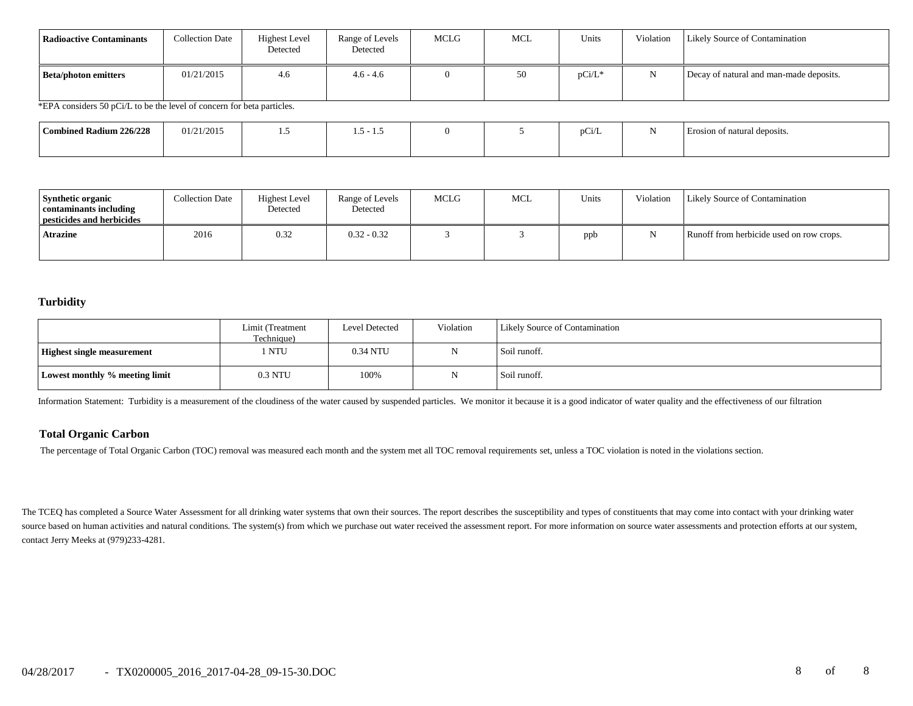| Radioactive Contaminants | Collection Date | Highest Level Detected | Range of Levels Detected | MCLG | MCL | Units | Violation | Likely Source of Contamination |
|---|---|---|---|---|---|---|---|---|
| **Beta/photon emitters** | 01/21/2015 | 4.6 | 4.6 - 4.6 | 0 | 50 | pCi/L* | N | Decay of natural and man-made deposits. |

*EPA considers 50 pCi/L to be the level of concern for beta particles.

| | | | | | | | | |
|---|---|---|---|---|---|---|---|---|
| **Combined Radium 226/228** | 01/21/2015 | 1.5 | 1.5 - 1.5 | 0 | 5 | pCi/L | N | Erosion of natural deposits. |

| Synthetic organic contaminants including pesticides and herbicides | Collection Date | Highest Level Detected | Range of Levels Detected | MCLG | MCL | Units | Violation | Likely Source of Contamination |
|---|---|---|---|---|---|---|---|---|
| **Atrazine** | 2016 | 0.32 | 0.32 - 0.32 | 3 | 3 | ppb | N | Runoff from herbicide used on row crops. |

## Turbidity

| | Limit (Treatment Technique) | Level Detected | Violation | Likely Source of Contamination |
|---|---|---|---|---|
| **Highest single measurement** | 1 NTU | 0.34 NTU | N | Soil runoff. |
| **Lowest monthly % meeting limit** | 0.3 NTU | 100% | N | Soil runoff. |

Information Statement: Turbidity is a measurement of the cloudiness of the water caused by suspended particles. We monitor it because it is a good indicator of water quality and the effectiveness of our filtration

## Total Organic Carbon

The percentage of Total Organic Carbon (TOC) removal was measured each month and the system met all TOC removal requirements set, unless a TOC violation is noted in the violations section.

The TCEQ has completed a Source Water Assessment for all drinking water systems that own their sources. The report describes the susceptibility and types of constituents that may come into contact with your drinking water source based on human activities and natural conditions. The system(s) from which we purchase out water received the assessment report. For more information on source water assessments and protection efforts at our system, contact Jerry Meeks at (979)233-4281.